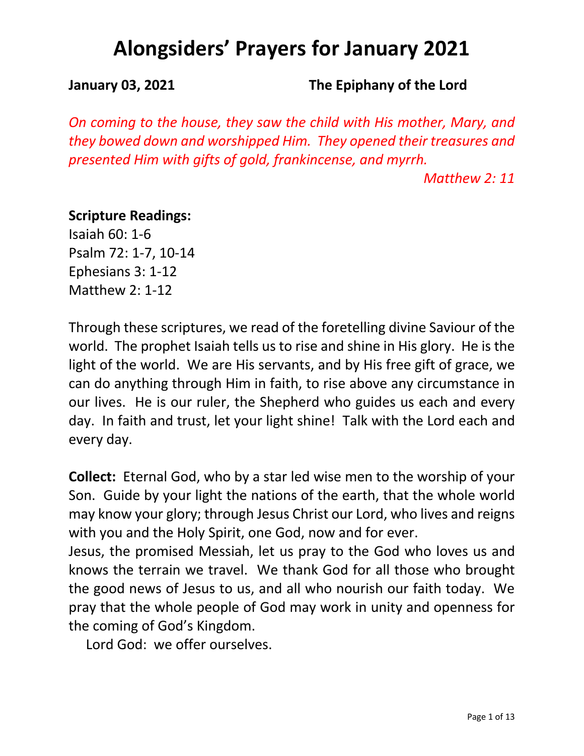# Alongsiders' Prayers for January 2021

**January 03, 2021** **The Epiphany of the Lord**

*On coming to the house, they saw the child with His mother, Mary, and they bowed down and worshipped Him. They opened their treasures and presented Him with gifts of gold, frankincense, and myrrh.*

*Matthew 2: 11*

**Scripture Readings:**
Isaiah 60: 1-6
Psalm 72: 1-7, 10-14
Ephesians 3: 1-12
Matthew 2: 1-12

Through these scriptures, we read of the foretelling divine Saviour of the world. The prophet Isaiah tells us to rise and shine in His glory. He is the light of the world. We are His servants, and by His free gift of grace, we can do anything through Him in faith, to rise above any circumstance in our lives. He is our ruler, the Shepherd who guides us each and every day. In faith and trust, let your light shine! Talk with the Lord each and every day.

**Collect:** Eternal God, who by a star led wise men to the worship of your Son. Guide by your light the nations of the earth, that the whole world may know your glory; through Jesus Christ our Lord, who lives and reigns with you and the Holy Spirit, one God, now and for ever.
Jesus, the promised Messiah, let us pray to the God who loves us and knows the terrain we travel. We thank God for all those who brought the good news of Jesus to us, and all who nourish our faith today. We pray that the whole people of God may work in unity and openness for the coming of God's Kingdom.

Lord God: we offer ourselves.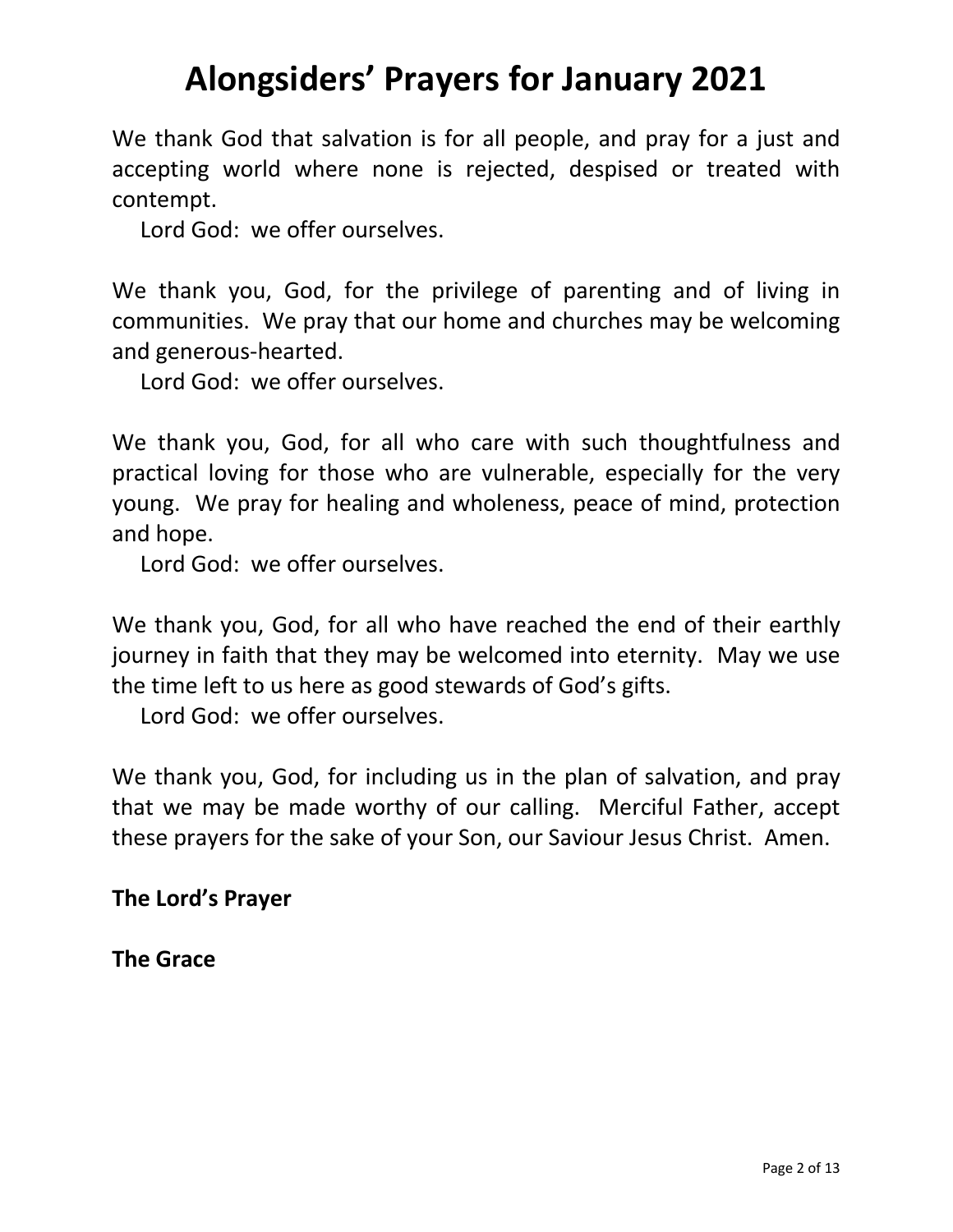# Alongsiders' Prayers for January 2021

We thank God that salvation is for all people, and pray for a just and accepting world where none is rejected, despised or treated with contempt.

Lord God: we offer ourselves.

We thank you, God, for the privilege of parenting and of living in communities. We pray that our home and churches may be welcoming and generous-hearted.

Lord God: we offer ourselves.

We thank you, God, for all who care with such thoughtfulness and practical loving for those who are vulnerable, especially for the very young. We pray for healing and wholeness, peace of mind, protection and hope.

Lord God: we offer ourselves.

We thank you, God, for all who have reached the end of their earthly journey in faith that they may be welcomed into eternity. May we use the time left to us here as good stewards of God's gifts.

Lord God: we offer ourselves.

We thank you, God, for including us in the plan of salvation, and pray that we may be made worthy of our calling. Merciful Father, accept these prayers for the sake of your Son, our Saviour Jesus Christ. Amen.

**The Lord's Prayer**

**The Grace**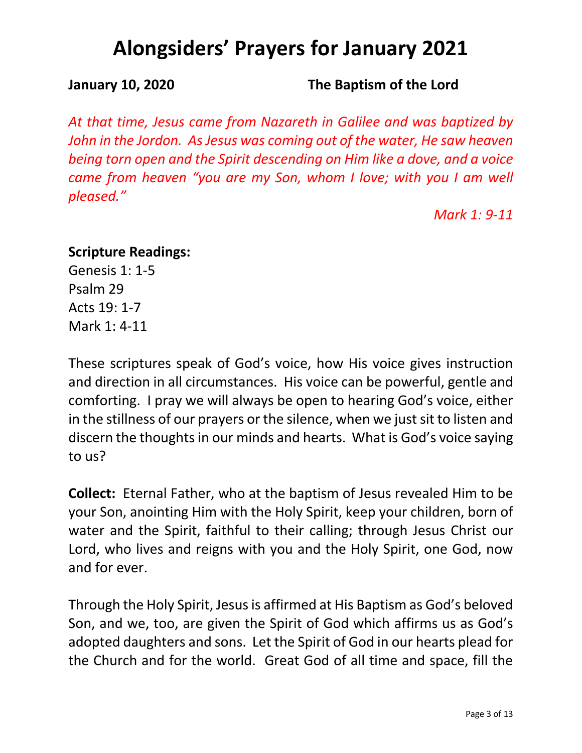# Alongsiders' Prayers for January 2021

**January 10, 2020 The Baptism of the Lord**

*At that time, Jesus came from Nazareth in Galilee and was baptized by John in the Jordon. As Jesus was coming out of the water, He saw heaven being torn open and the Spirit descending on Him like a dove, and a voice came from heaven "you are my Son, whom I love; with you I am well pleased."*

*Mark 1: 9-11*

**Scripture Readings:**
Genesis 1: 1-5
Psalm 29
Acts 19: 1-7
Mark 1: 4-11

These scriptures speak of God's voice, how His voice gives instruction and direction in all circumstances. His voice can be powerful, gentle and comforting. I pray we will always be open to hearing God's voice, either in the stillness of our prayers or the silence, when we just sit to listen and discern the thoughts in our minds and hearts. What is God's voice saying to us?

**Collect:** Eternal Father, who at the baptism of Jesus revealed Him to be your Son, anointing Him with the Holy Spirit, keep your children, born of water and the Spirit, faithful to their calling; through Jesus Christ our Lord, who lives and reigns with you and the Holy Spirit, one God, now and for ever.

Through the Holy Spirit, Jesus is affirmed at His Baptism as God's beloved Son, and we, too, are given the Spirit of God which affirms us as God's adopted daughters and sons. Let the Spirit of God in our hearts plead for the Church and for the world. Great God of all time and space, fill the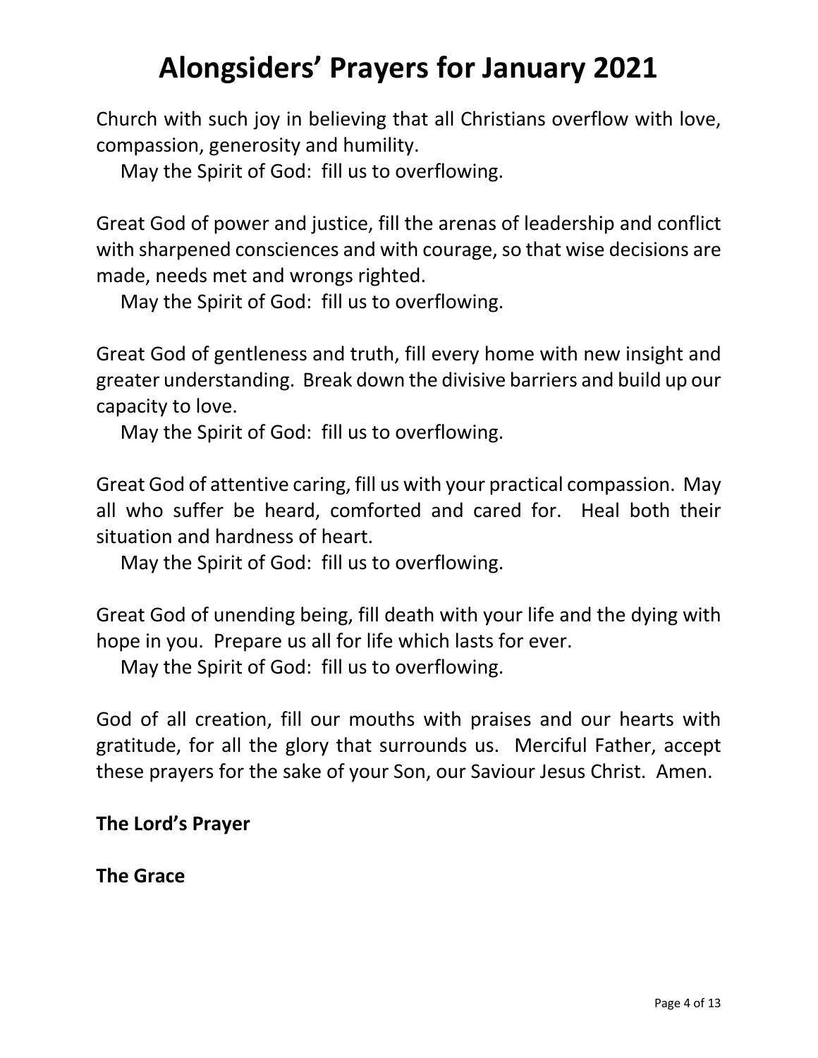# Alongsiders' Prayers for January 2021

Church with such joy in believing that all Christians overflow with love, compassion, generosity and humility.

May the Spirit of God: fill us to overflowing.

Great God of power and justice, fill the arenas of leadership and conflict with sharpened consciences and with courage, so that wise decisions are made, needs met and wrongs righted.

May the Spirit of God: fill us to overflowing.

Great God of gentleness and truth, fill every home with new insight and greater understanding. Break down the divisive barriers and build up our capacity to love.

May the Spirit of God: fill us to overflowing.

Great God of attentive caring, fill us with your practical compassion. May all who suffer be heard, comforted and cared for. Heal both their situation and hardness of heart.

May the Spirit of God: fill us to overflowing.

Great God of unending being, fill death with your life and the dying with hope in you. Prepare us all for life which lasts for ever.

May the Spirit of God: fill us to overflowing.

God of all creation, fill our mouths with praises and our hearts with gratitude, for all the glory that surrounds us. Merciful Father, accept these prayers for the sake of your Son, our Saviour Jesus Christ. Amen.

**The Lord's Prayer**

**The Grace**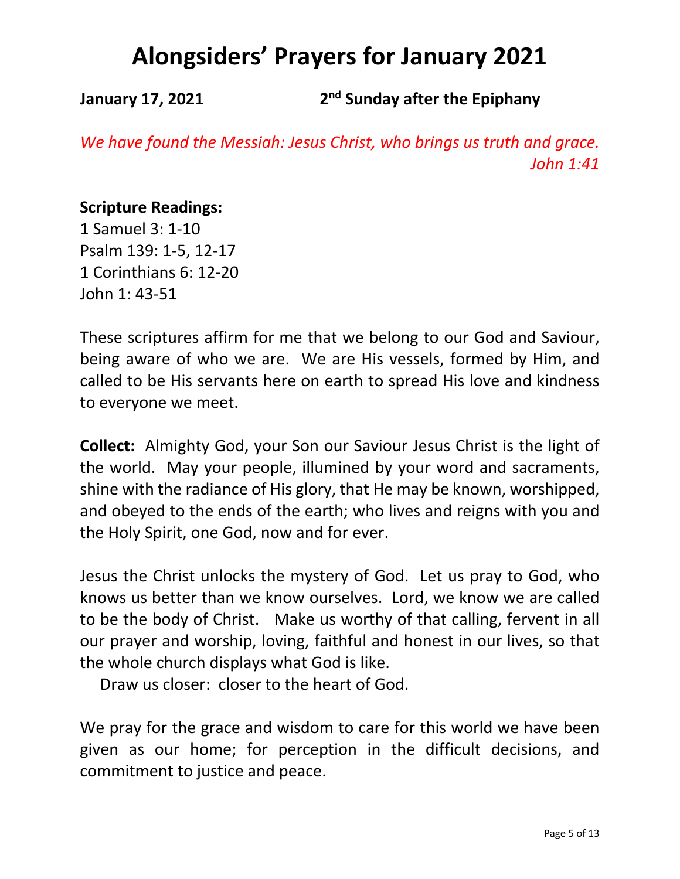# Alongsiders' Prayers for January 2021

**January 17, 2021** **2nd Sunday after the Epiphany**

*We have found the Messiah: Jesus Christ, who brings us truth and grace.*
*John 1:41*

**Scripture Readings:**
1 Samuel 3: 1-10
Psalm 139: 1-5, 12-17
1 Corinthians 6: 12-20
John 1: 43-51

These scriptures affirm for me that we belong to our God and Saviour, being aware of who we are. We are His vessels, formed by Him, and called to be His servants here on earth to spread His love and kindness to everyone we meet.

**Collect:** Almighty God, your Son our Saviour Jesus Christ is the light of the world. May your people, illumined by your word and sacraments, shine with the radiance of His glory, that He may be known, worshipped, and obeyed to the ends of the earth; who lives and reigns with you and the Holy Spirit, one God, now and for ever.

Jesus the Christ unlocks the mystery of God. Let us pray to God, who knows us better than we know ourselves. Lord, we know we are called to be the body of Christ. Make us worthy of that calling, fervent in all our prayer and worship, loving, faithful and honest in our lives, so that the whole church displays what God is like.

Draw us closer: closer to the heart of God.

We pray for the grace and wisdom to care for this world we have been given as our home; for perception in the difficult decisions, and commitment to justice and peace.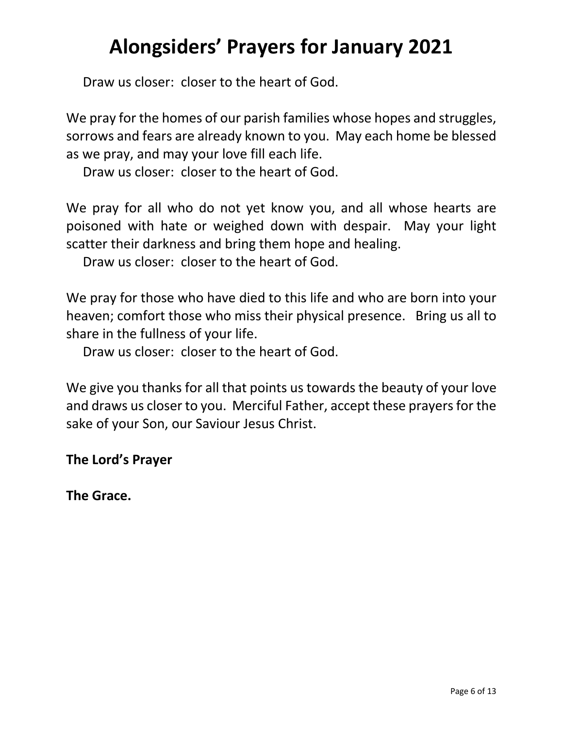# Alongsiders' Prayers for January 2021

Draw us closer: closer to the heart of God.

We pray for the homes of our parish families whose hopes and struggles, sorrows and fears are already known to you. May each home be blessed as we pray, and may your love fill each life.

Draw us closer: closer to the heart of God.

We pray for all who do not yet know you, and all whose hearts are poisoned with hate or weighed down with despair. May your light scatter their darkness and bring them hope and healing.

Draw us closer: closer to the heart of God.

We pray for those who have died to this life and who are born into your heaven; comfort those who miss their physical presence. Bring us all to share in the fullness of your life.

Draw us closer: closer to the heart of God.

We give you thanks for all that points us towards the beauty of your love and draws us closer to you. Merciful Father, accept these prayers for the sake of your Son, our Saviour Jesus Christ.

**The Lord's Prayer**

**The Grace.**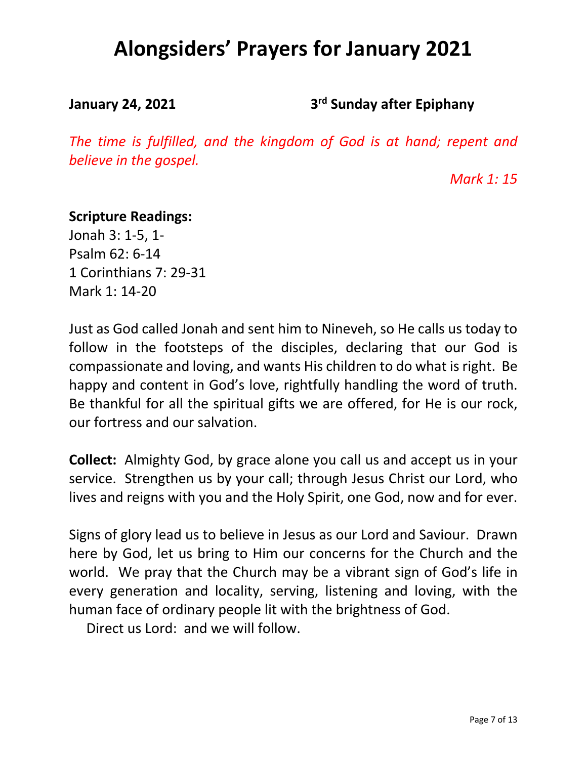# Alongsiders' Prayers for January 2021

**January 24, 2021** **3rd Sunday after Epiphany**

*The time is fulfilled, and the kingdom of God is at hand; repent and believe in the gospel.*

*Mark 1: 15*

**Scripture Readings:**
Jonah 3: 1-5, 1-
Psalm 62: 6-14
1 Corinthians 7: 29-31
Mark 1: 14-20

Just as God called Jonah and sent him to Nineveh, so He calls us today to follow in the footsteps of the disciples, declaring that our God is compassionate and loving, and wants His children to do what is right. Be happy and content in God's love, rightfully handling the word of truth. Be thankful for all the spiritual gifts we are offered, for He is our rock, our fortress and our salvation.

**Collect:** Almighty God, by grace alone you call us and accept us in your service. Strengthen us by your call; through Jesus Christ our Lord, who lives and reigns with you and the Holy Spirit, one God, now and for ever.

Signs of glory lead us to believe in Jesus as our Lord and Saviour. Drawn here by God, let us bring to Him our concerns for the Church and the world. We pray that the Church may be a vibrant sign of God's life in every generation and locality, serving, listening and loving, with the human face of ordinary people lit with the brightness of God.

Direct us Lord: and we will follow.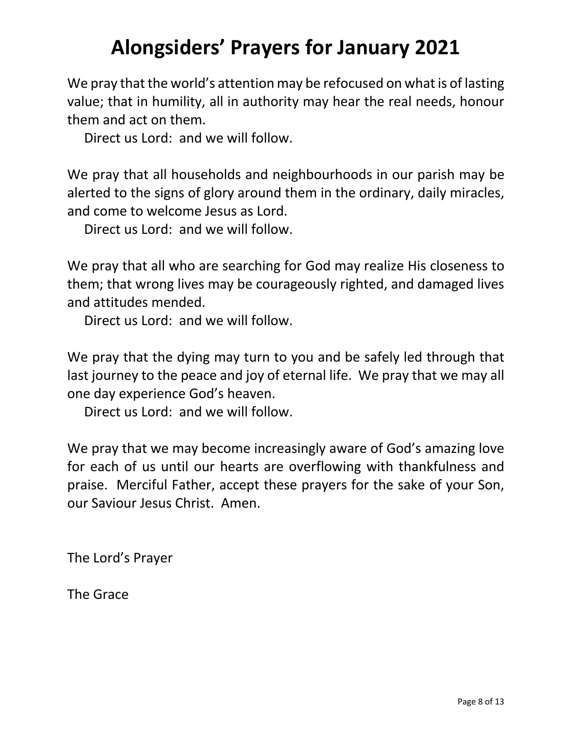# Alongsiders' Prayers for January 2021

We pray that the world's attention may be refocused on what is of lasting value; that in humility, all in authority may hear the real needs, honour them and act on them.

Direct us Lord: and we will follow.

We pray that all households and neighbourhoods in our parish may be alerted to the signs of glory around them in the ordinary, daily miracles, and come to welcome Jesus as Lord.

Direct us Lord: and we will follow.

We pray that all who are searching for God may realize His closeness to them; that wrong lives may be courageously righted, and damaged lives and attitudes mended.

Direct us Lord: and we will follow.

We pray that the dying may turn to you and be safely led through that last journey to the peace and joy of eternal life. We pray that we may all one day experience God's heaven.

Direct us Lord: and we will follow.

We pray that we may become increasingly aware of God's amazing love for each of us until our hearts are overflowing with thankfulness and praise. Merciful Father, accept these prayers for the sake of your Son, our Saviour Jesus Christ. Amen.

The Lord's Prayer

The Grace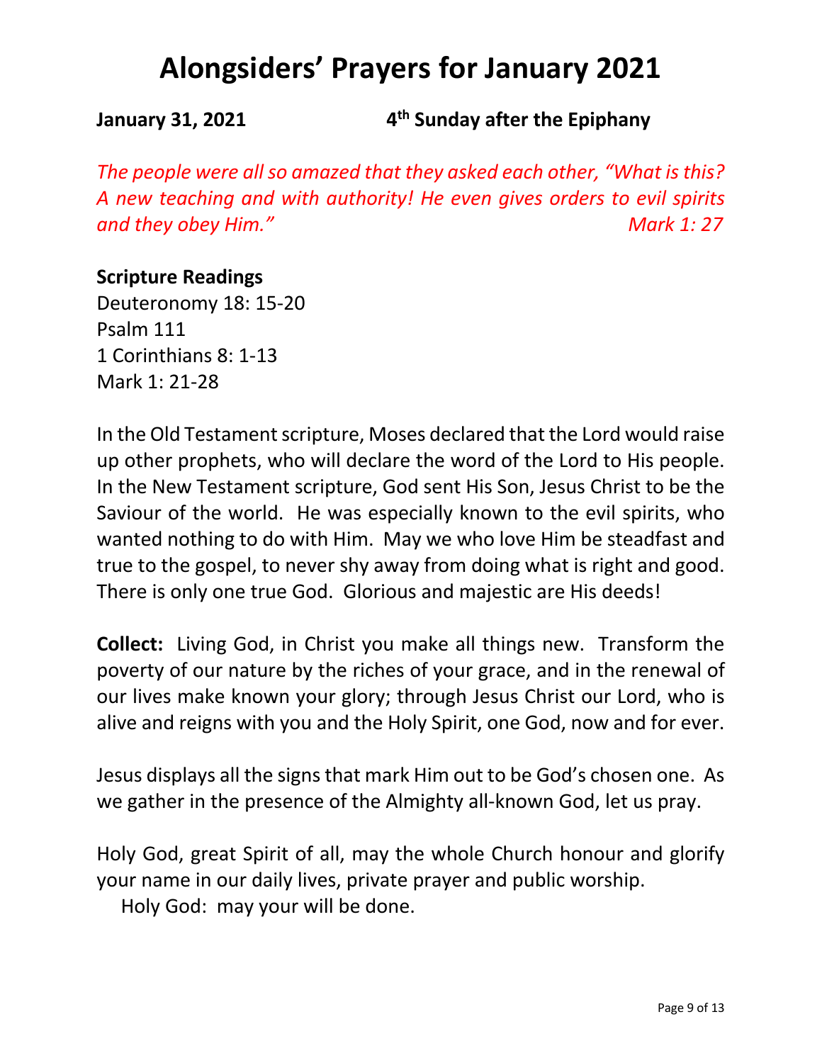# Alongsiders' Prayers for January 2021

**January 31, 2021** **4th Sunday after the Epiphany**

*The people were all so amazed that they asked each other, "What is this? A new teaching and with authority! He even gives orders to evil spirits and they obey Him."* *Mark 1: 27*

**Scripture Readings**
Deuteronomy 18: 15-20
Psalm 111
1 Corinthians 8: 1-13
Mark 1: 21-28

In the Old Testament scripture, Moses declared that the Lord would raise up other prophets, who will declare the word of the Lord to His people. In the New Testament scripture, God sent His Son, Jesus Christ to be the Saviour of the world. He was especially known to the evil spirits, who wanted nothing to do with Him. May we who love Him be steadfast and true to the gospel, to never shy away from doing what is right and good. There is only one true God. Glorious and majestic are His deeds!

**Collect:** Living God, in Christ you make all things new. Transform the poverty of our nature by the riches of your grace, and in the renewal of our lives make known your glory; through Jesus Christ our Lord, who is alive and reigns with you and the Holy Spirit, one God, now and for ever.

Jesus displays all the signs that mark Him out to be God's chosen one. As we gather in the presence of the Almighty all-known God, let us pray.

Holy God, great Spirit of all, may the whole Church honour and glorify your name in our daily lives, private prayer and public worship.
Holy God: may your will be done.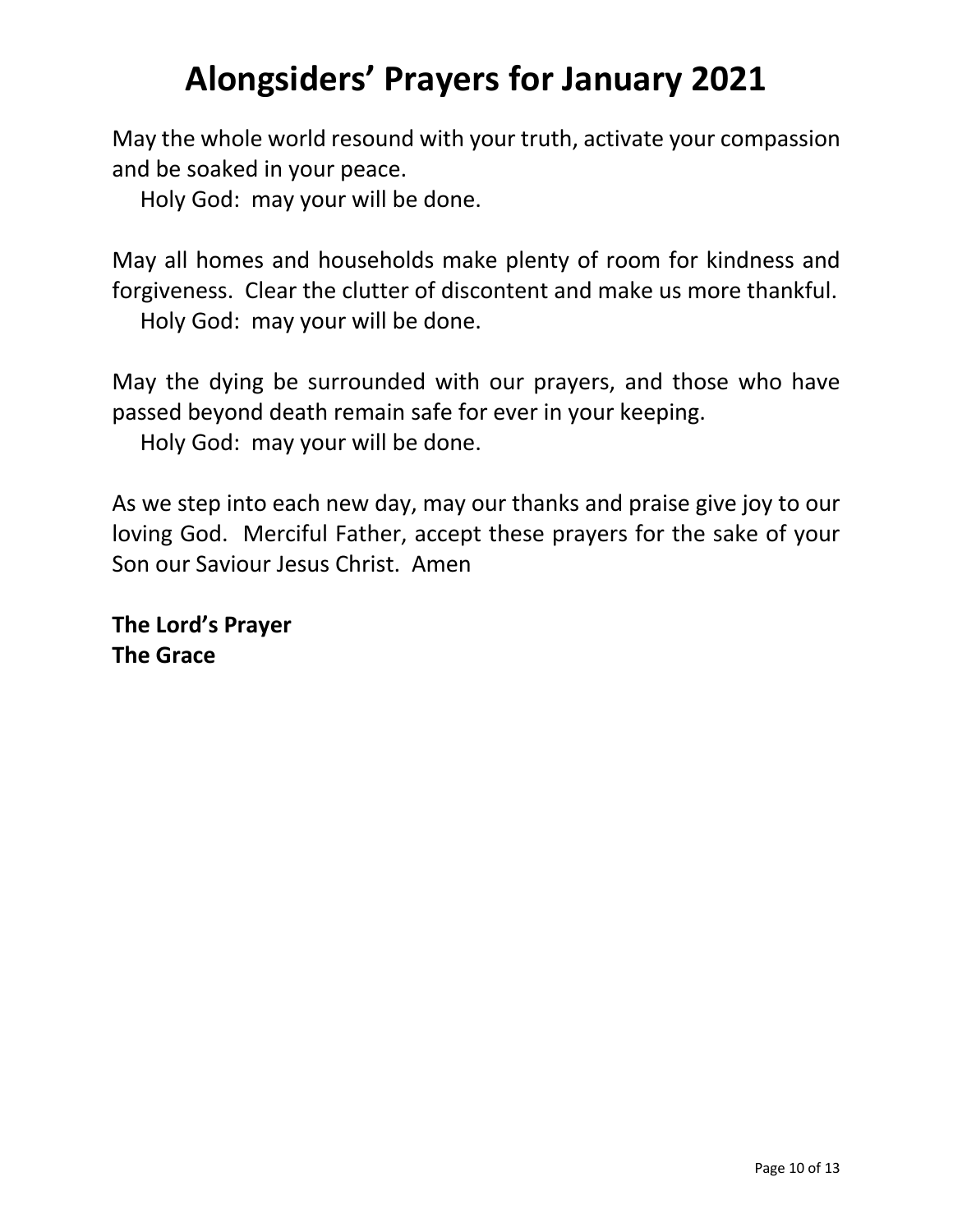# Alongsiders' Prayers for January 2021

May the whole world resound with your truth, activate your compassion and be soaked in your peace.

Holy God: may your will be done.

May all homes and households make plenty of room for kindness and forgiveness. Clear the clutter of discontent and make us more thankful.

Holy God: may your will be done.

May the dying be surrounded with our prayers, and those who have passed beyond death remain safe for ever in your keeping.

Holy God: may your will be done.

As we step into each new day, may our thanks and praise give joy to our loving God. Merciful Father, accept these prayers for the sake of your Son our Saviour Jesus Christ. Amen

**The Lord's Prayer**
**The Grace**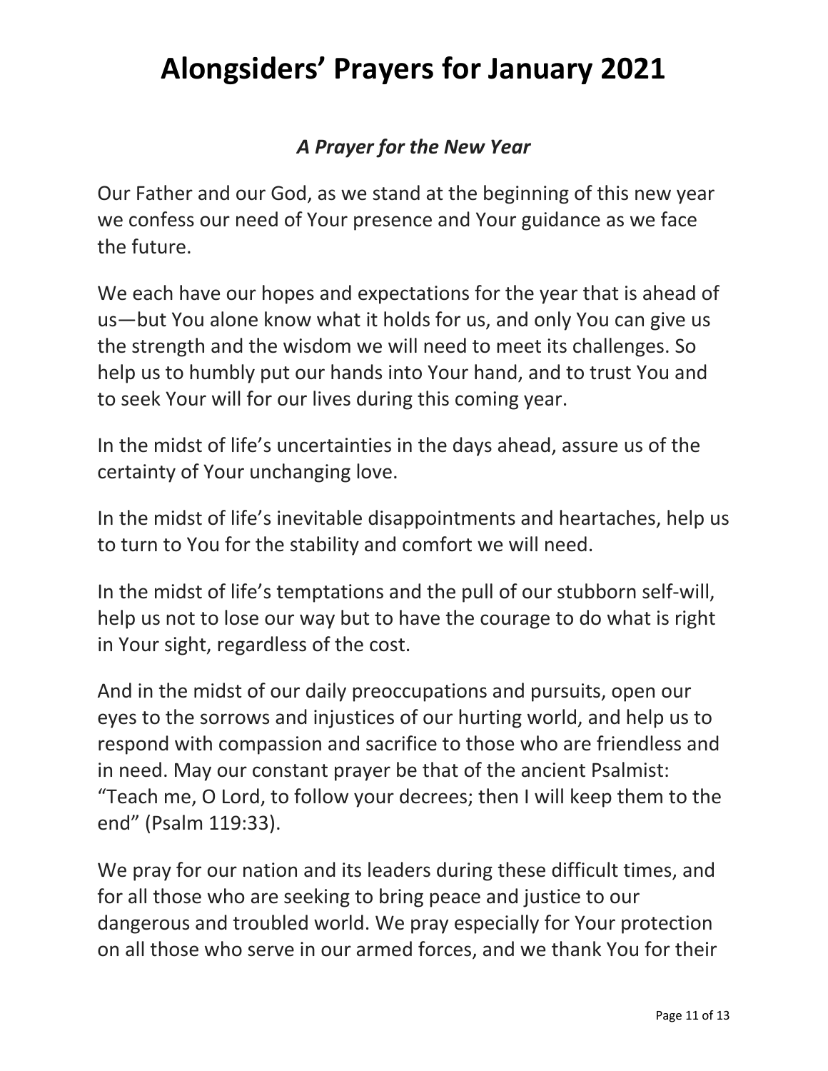# Alongsiders' Prayers for January 2021

### *A Prayer for the New Year*

Our Father and our God, as we stand at the beginning of this new year we confess our need of Your presence and Your guidance as we face the future.

We each have our hopes and expectations for the year that is ahead of us—but You alone know what it holds for us, and only You can give us the strength and the wisdom we will need to meet its challenges. So help us to humbly put our hands into Your hand, and to trust You and to seek Your will for our lives during this coming year.

In the midst of life's uncertainties in the days ahead, assure us of the certainty of Your unchanging love.

In the midst of life's inevitable disappointments and heartaches, help us to turn to You for the stability and comfort we will need.

In the midst of life's temptations and the pull of our stubborn self-will, help us not to lose our way but to have the courage to do what is right in Your sight, regardless of the cost.

And in the midst of our daily preoccupations and pursuits, open our eyes to the sorrows and injustices of our hurting world, and help us to respond with compassion and sacrifice to those who are friendless and in need. May our constant prayer be that of the ancient Psalmist: "Teach me, O Lord, to follow your decrees; then I will keep them to the end" (Psalm 119:33).

We pray for our nation and its leaders during these difficult times, and for all those who are seeking to bring peace and justice to our dangerous and troubled world. We pray especially for Your protection on all those who serve in our armed forces, and we thank You for their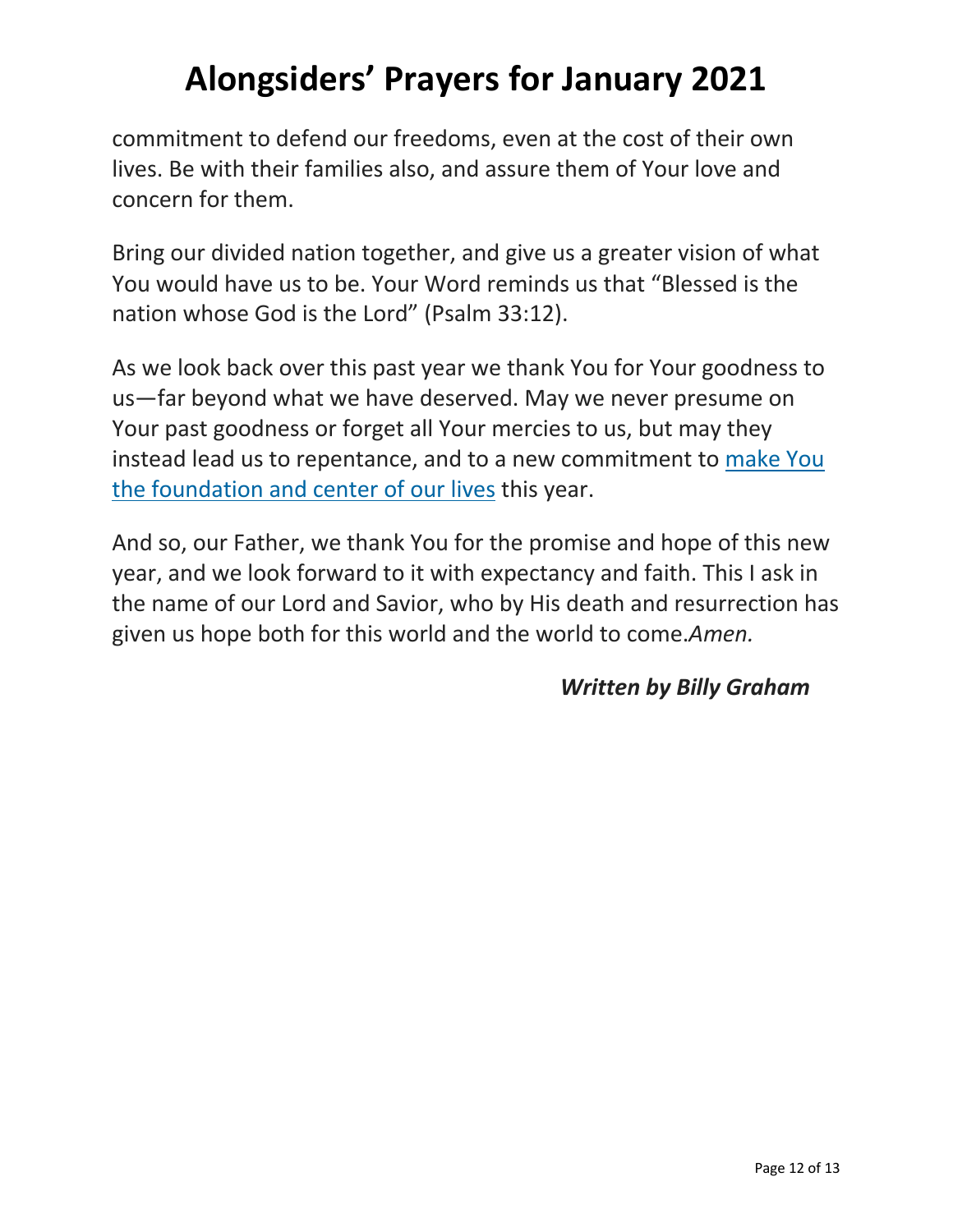commitment to defend our freedoms, even at the cost of their own lives. Be with their families also, and assure them of Your love and concern for them.

Bring our divided nation together, and give us a greater vision of what You would have us to be. Your Word reminds us that "Blessed is the nation whose God is the Lord" (Psalm 33:12).

As we look back over this past year we thank You for Your goodness to us—far beyond what we have deserved. May we never presume on Your past goodness or forget all Your mercies to us, but may they instead lead us to repentance, and to a new commitment to make You the foundation and center of our lives this year.

And so, our Father, we thank You for the promise and hope of this new year, and we look forward to it with expectancy and faith. This I ask in the name of our Lord and Savior, who by His death and resurrection has given us hope both for this world and the world to come.*Amen.*

***Written by Billy Graham***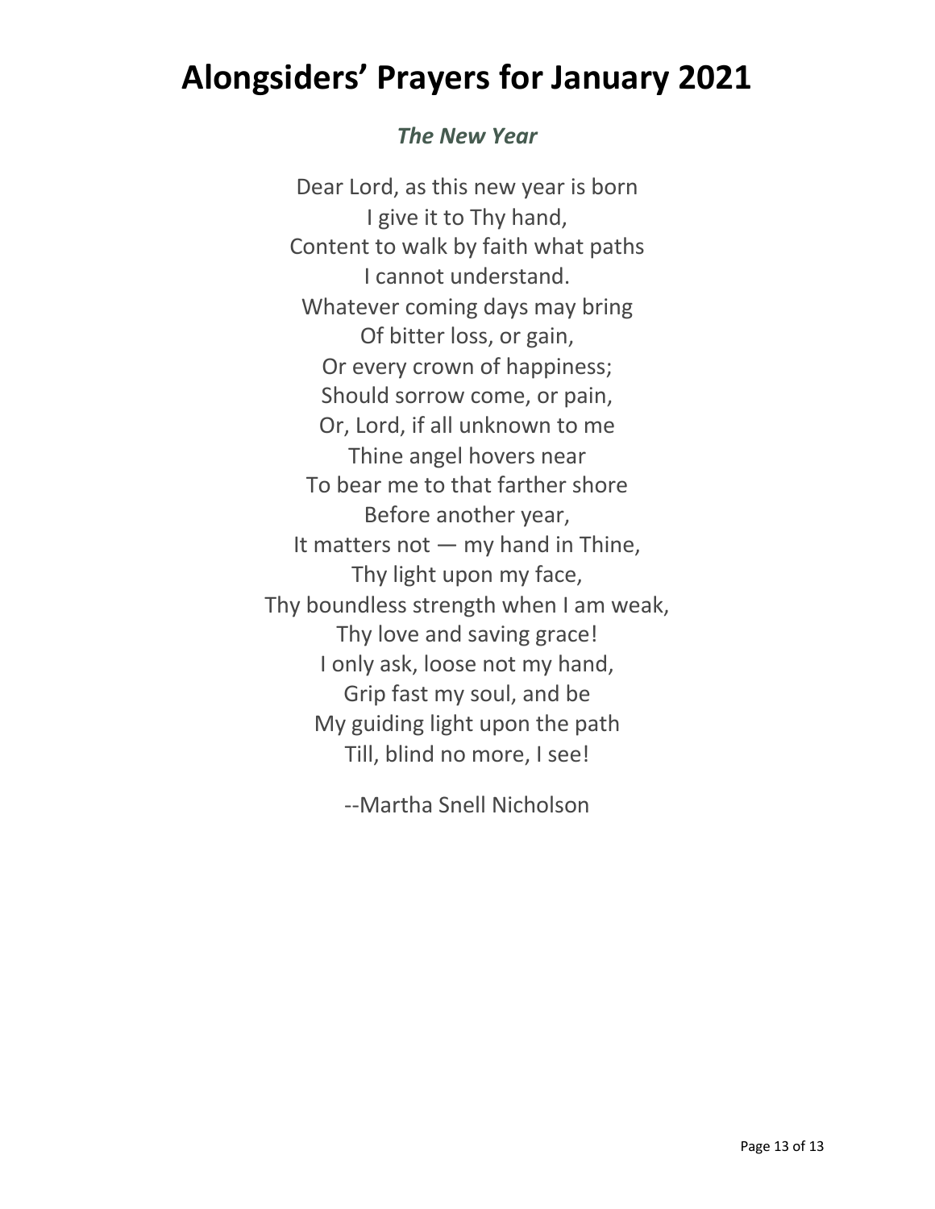# Alongsiders' Prayers for January 2021

### *The New Year*

Dear Lord, as this new year is born
I give it to Thy hand,
Content to walk by faith what paths
I cannot understand.
Whatever coming days may bring
Of bitter loss, or gain,
Or every crown of happiness;
Should sorrow come, or pain,
Or, Lord, if all unknown to me
Thine angel hovers near
To bear me to that farther shore
Before another year,
It matters not — my hand in Thine,
Thy light upon my face,
Thy boundless strength when I am weak,
Thy love and saving grace!
I only ask, loose not my hand,
Grip fast my soul, and be
My guiding light upon the path
Till, blind no more, I see!

--Martha Snell Nicholson